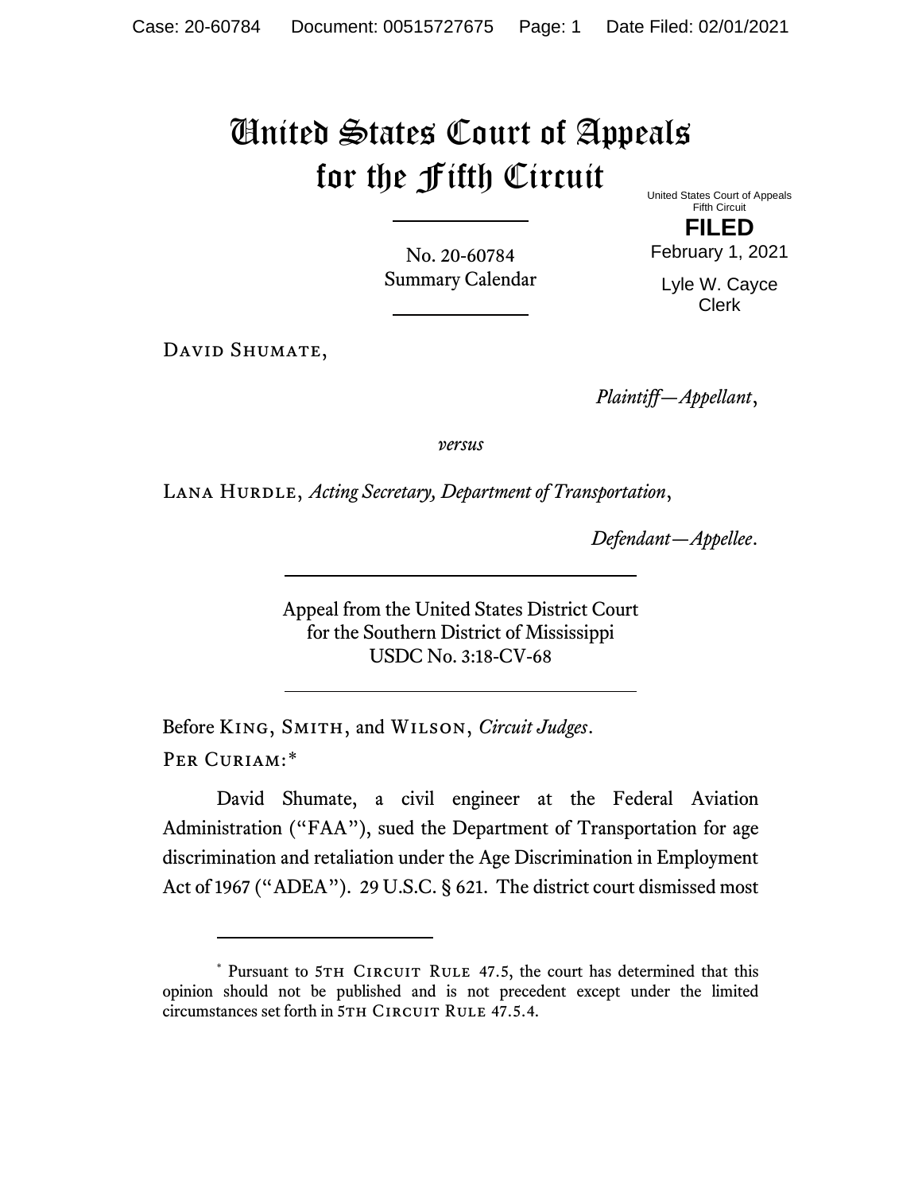# United States Court of Appeals for the Fifth Circuit

United States Court of Appeals
Fifth Circuit

**FILED**

February 1, 2021

Lyle W. Cayce
Clerk

No. 20-60784
Summary Calendar

---

David Shumate,

*Plaintiff—Appellant*,

*versus*

Lana Hurdle, *Acting Secretary, Department of Transportation*,

*Defendant—Appellee*.

---

Appeal from the United States District Court
for the Southern District of Mississippi
USDC No. 3:18-CV-68

---

Before King, Smith, and Wilson, *Circuit Judges*.

Per Curiam:*

David Shumate, a civil engineer at the Federal Aviation Administration ("FAA"), sued the Department of Transportation for age discrimination and retaliation under the Age Discrimination in Employment Act of 1967 ("ADEA"). 29 U.S.C. § 621. The district court dismissed most

---

* Pursuant to 5th Circuit Rule 47.5, the court has determined that this opinion should not be published and is not precedent except under the limited circumstances set forth in 5th Circuit Rule 47.5.4.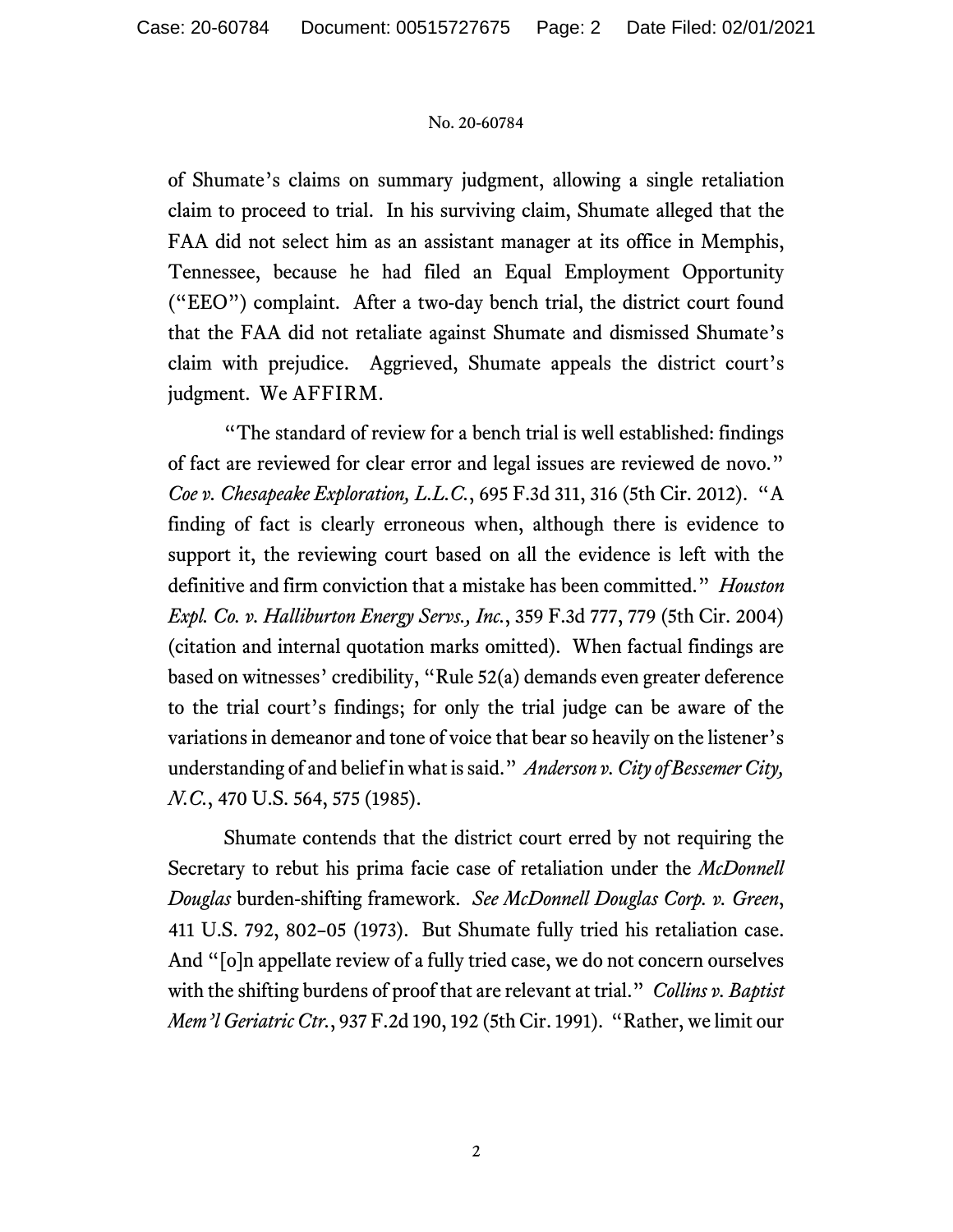of Shumate's claims on summary judgment, allowing a single retaliation claim to proceed to trial. In his surviving claim, Shumate alleged that the FAA did not select him as an assistant manager at its office in Memphis, Tennessee, because he had filed an Equal Employment Opportunity ("EEO") complaint. After a two-day bench trial, the district court found that the FAA did not retaliate against Shumate and dismissed Shumate's claim with prejudice. Aggrieved, Shumate appeals the district court's judgment. We AFFIRM.

"The standard of review for a bench trial is well established: findings of fact are reviewed for clear error and legal issues are reviewed de novo." *Coe v. Chesapeake Exploration, L.L.C.*, 695 F.3d 311, 316 (5th Cir. 2012). "A finding of fact is clearly erroneous when, although there is evidence to support it, the reviewing court based on all the evidence is left with the definitive and firm conviction that a mistake has been committed." *Houston Expl. Co. v. Halliburton Energy Servs., Inc.*, 359 F.3d 777, 779 (5th Cir. 2004) (citation and internal quotation marks omitted). When factual findings are based on witnesses' credibility, "Rule 52(a) demands even greater deference to the trial court's findings; for only the trial judge can be aware of the variations in demeanor and tone of voice that bear so heavily on the listener's understanding of and belief in what is said." *Anderson v. City of Bessemer City, N.C.*, 470 U.S. 564, 575 (1985).

Shumate contends that the district court erred by not requiring the Secretary to rebut his prima facie case of retaliation under the *McDonnell Douglas* burden-shifting framework. *See McDonnell Douglas Corp. v. Green*, 411 U.S. 792, 802–05 (1973). But Shumate fully tried his retaliation case. And "[o]n appellate review of a fully tried case, we do not concern ourselves with the shifting burdens of proof that are relevant at trial." *Collins v. Baptist Mem'l Geriatric Ctr.*, 937 F.2d 190, 192 (5th Cir. 1991). "Rather, we limit our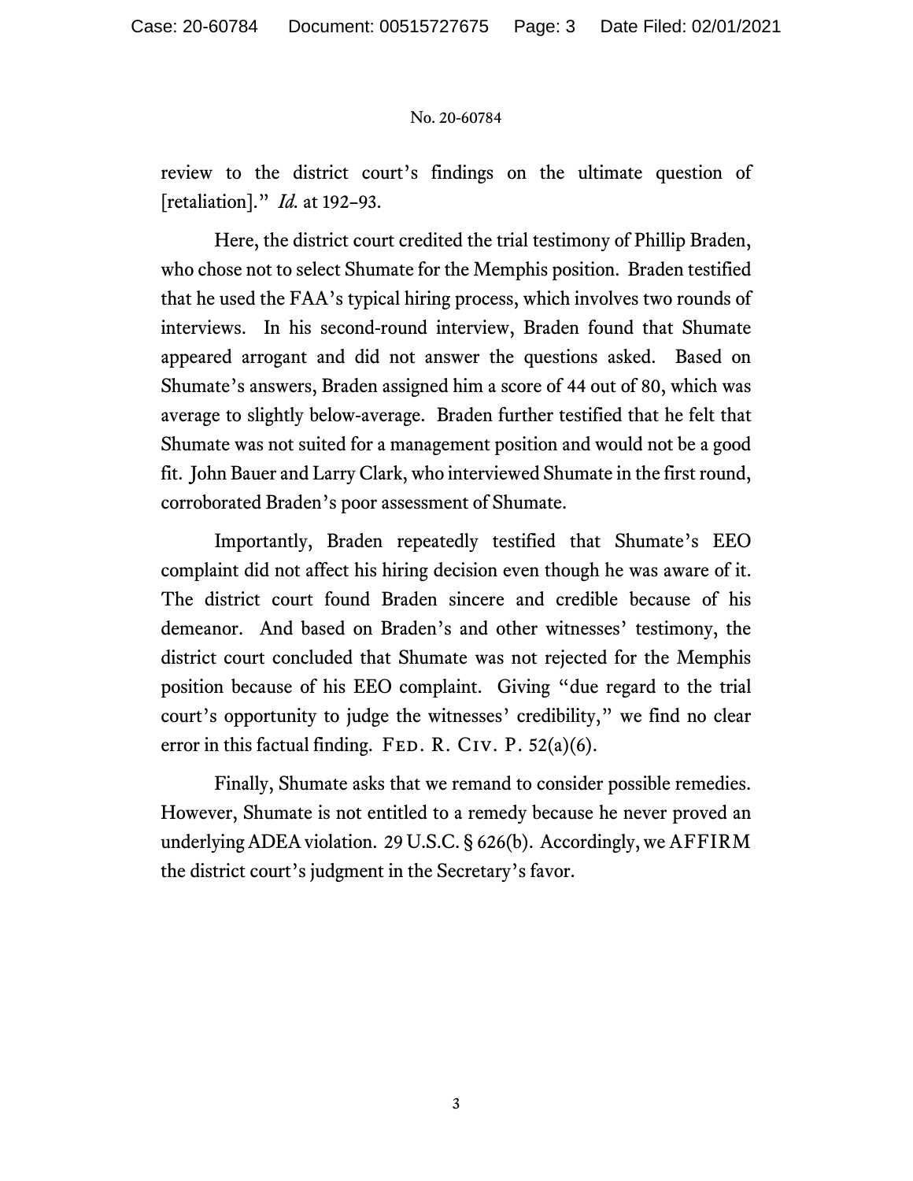review to the district court's findings on the ultimate question of [retaliation]." *Id.* at 192–93.

Here, the district court credited the trial testimony of Phillip Braden, who chose not to select Shumate for the Memphis position. Braden testified that he used the FAA's typical hiring process, which involves two rounds of interviews. In his second-round interview, Braden found that Shumate appeared arrogant and did not answer the questions asked. Based on Shumate's answers, Braden assigned him a score of 44 out of 80, which was average to slightly below-average. Braden further testified that he felt that Shumate was not suited for a management position and would not be a good fit. John Bauer and Larry Clark, who interviewed Shumate in the first round, corroborated Braden's poor assessment of Shumate.

Importantly, Braden repeatedly testified that Shumate's EEO complaint did not affect his hiring decision even though he was aware of it. The district court found Braden sincere and credible because of his demeanor. And based on Braden's and other witnesses' testimony, the district court concluded that Shumate was not rejected for the Memphis position because of his EEO complaint. Giving "due regard to the trial court's opportunity to judge the witnesses' credibility," we find no clear error in this factual finding. FED. R. CIV. P. 52(a)(6).

Finally, Shumate asks that we remand to consider possible remedies. However, Shumate is not entitled to a remedy because he never proved an underlying ADEA violation. 29 U.S.C. § 626(b). Accordingly, we AFFIRM the district court's judgment in the Secretary's favor.